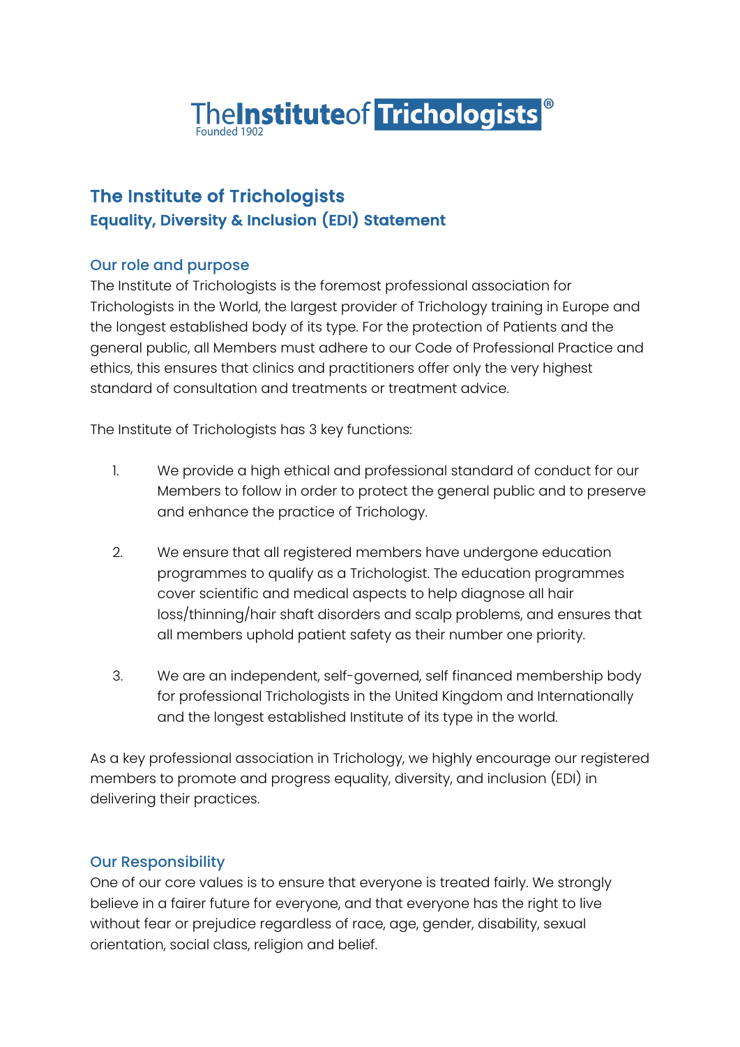The Institute of Trichologists®
Founded 1902

# The Institute of Trichologists

## Equality, Diversity & Inclusion (EDI) Statement

### Our role and purpose

The Institute of Trichologists is the foremost professional association for Trichologists in the World, the largest provider of Trichology training in Europe and the longest established body of its type. For the protection of Patients and the general public, all Members must adhere to our Code of Professional Practice and ethics, this ensures that clinics and practitioners offer only the very highest standard of consultation and treatments or treatment advice.

The Institute of Trichologists has 3 key functions:

1. We provide a high ethical and professional standard of conduct for our Members to follow in order to protect the general public and to preserve and enhance the practice of Trichology.

2. We ensure that all registered members have undergone education programmes to qualify as a Trichologist. The education programmes cover scientific and medical aspects to help diagnose all hair loss/thinning/hair shaft disorders and scalp problems, and ensures that all members uphold patient safety as their number one priority.

3. We are an independent, self-governed, self financed membership body for professional Trichologists in the United Kingdom and Internationally and the longest established Institute of its type in the world.

As a key professional association in Trichology, we highly encourage our registered members to promote and progress equality, diversity, and inclusion (EDI) in delivering their practices.

### Our Responsibility

One of our core values is to ensure that everyone is treated fairly. We strongly believe in a fairer future for everyone, and that everyone has the right to live without fear or prejudice regardless of race, age, gender, disability, sexual orientation, social class, religion and belief.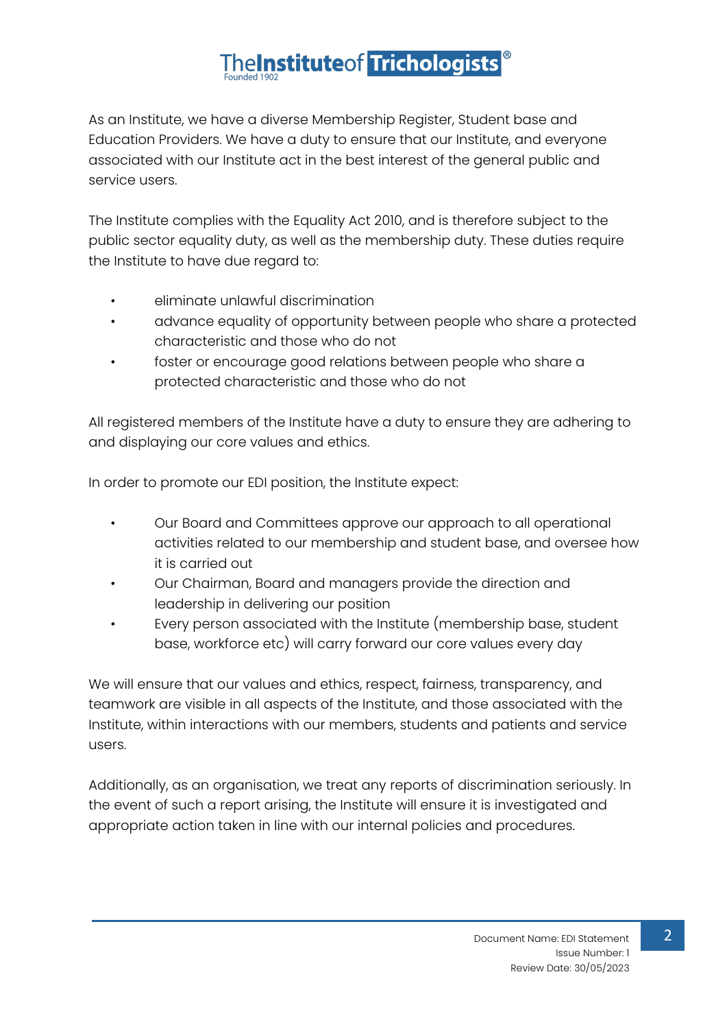As an Institute, we have a diverse Membership Register, Student base and Education Providers. We have a duty to ensure that our Institute, and everyone associated with our Institute act in the best interest of the general public and service users.

The Institute complies with the Equality Act 2010, and is therefore subject to the public sector equality duty, as well as the membership duty. These duties require the Institute to have due regard to:

- eliminate unlawful discrimination
- advance equality of opportunity between people who share a protected characteristic and those who do not
- foster or encourage good relations between people who share a protected characteristic and those who do not

All registered members of the Institute have a duty to ensure they are adhering to and displaying our core values and ethics.

In order to promote our EDI position, the Institute expect:

- Our Board and Committees approve our approach to all operational activities related to our membership and student base, and oversee how it is carried out
- Our Chairman, Board and managers provide the direction and leadership in delivering our position
- Every person associated with the Institute (membership base, student base, workforce etc) will carry forward our core values every day

We will ensure that our values and ethics, respect, fairness, transparency, and teamwork are visible in all aspects of the Institute, and those associated with the Institute, within interactions with our members, students and patients and service users.

Additionally, as an organisation, we treat any reports of discrimination seriously. In the event of such a report arising, the Institute will ensure it is investigated and appropriate action taken in line with our internal policies and procedures.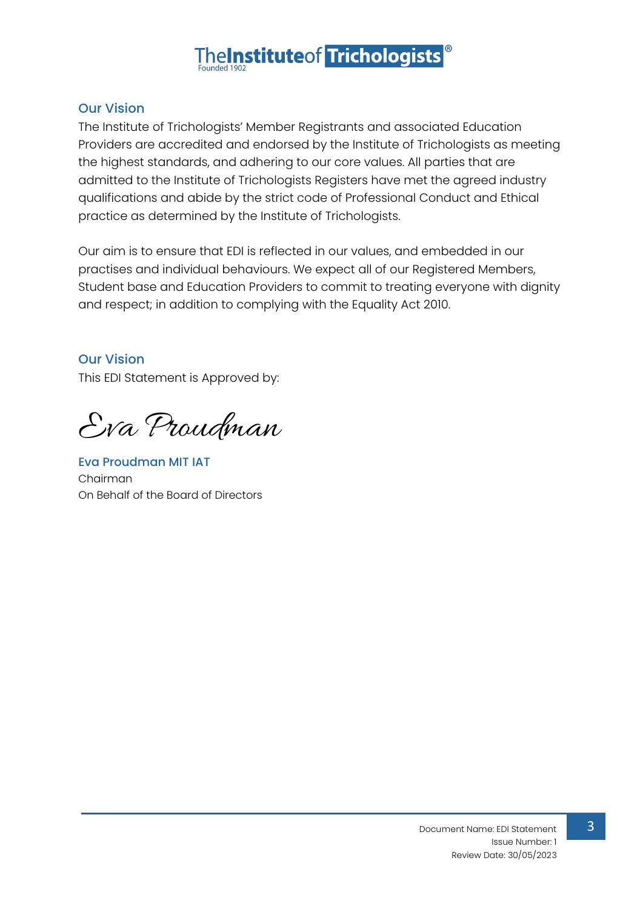## Our Vision

The Institute of Trichologists' Member Registrants and associated Education Providers are accredited and endorsed by the Institute of Trichologists as meeting the highest standards, and adhering to our core values. All parties that are admitted to the Institute of Trichologists Registers have met the agreed industry qualifications and abide by the strict code of Professional Conduct and Ethical practice as determined by the Institute of Trichologists.

Our aim is to ensure that EDI is reflected in our values, and embedded in our practises and individual behaviours. We expect all of our Registered Members, Student base and Education Providers to commit to treating everyone with dignity and respect; in addition to complying with the Equality Act 2010.

## Our Vision

This EDI Statement is Approved by:

*Eva Proudman*

**Eva Proudman MIT IAT**
Chairman
On Behalf of the Board of Directors

Document Name: EDI Statement
Issue Number: 1
Review Date: 30/05/2023